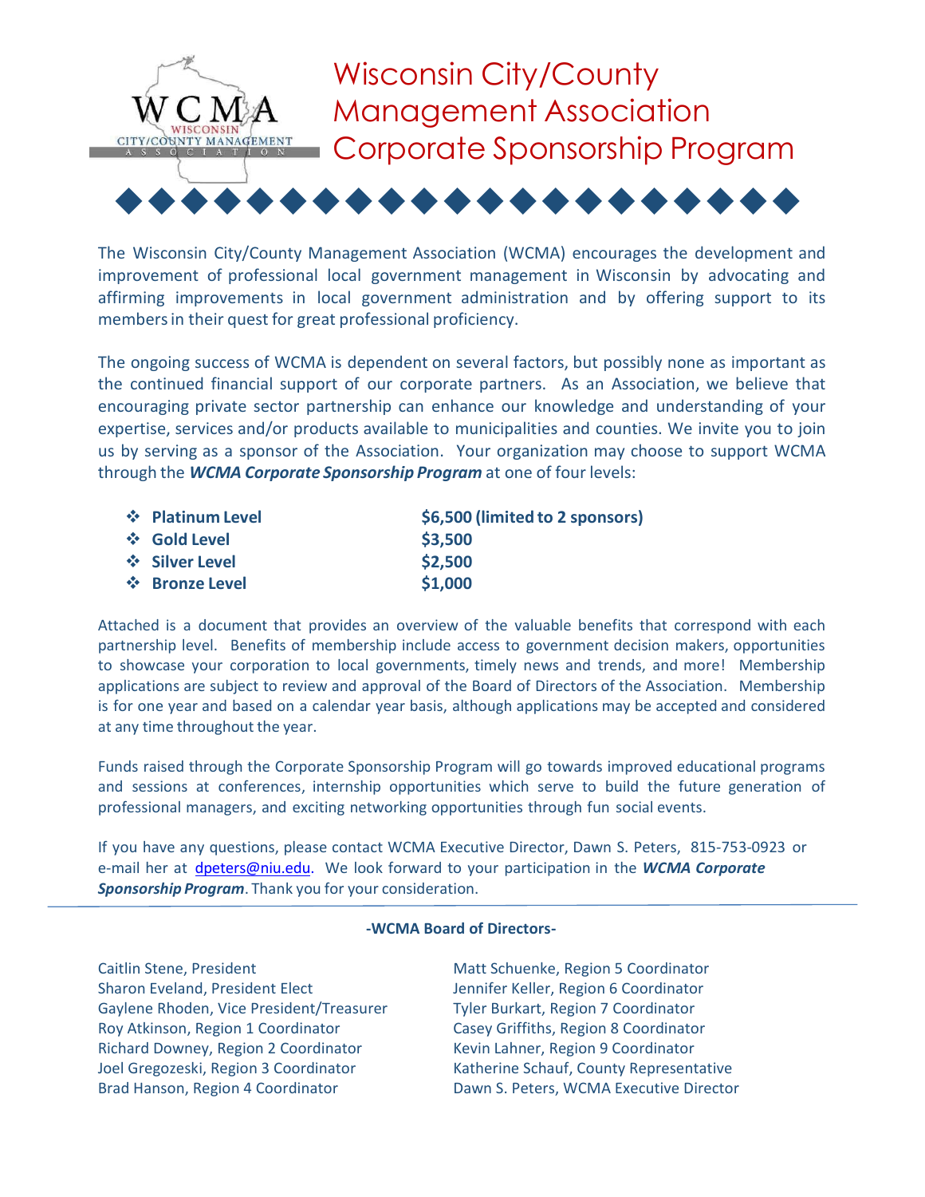# Wisconsin City/County Management Association Corporate Sponsorship Program

The Wisconsin City/County Management Association (WCMA) encourages the development and improvement of professional local government management in Wisconsin by advocating and affirming improvements in local government administration and by offering support to its members in their quest for great professional proficiency.

The ongoing success of WCMA is dependent on several factors, but possibly none as important as the continued financial support of our corporate partners. As an Association, we believe that encouraging private sector partnership can enhance our knowledge and understanding of your expertise, services and/or products available to municipalities and counties. We invite you to join us by serving as a sponsor of the Association. Your organization may choose to support WCMA through the ***WCMA Corporate Sponsorship Program*** at one of four levels:

- **Platinum Level** — **$6,500 (limited to 2 sponsors)**
- **Gold Level** — **$3,500**
- **Silver Level** — **$2,500**
- **Bronze Level** — **$1,000**

Attached is a document that provides an overview of the valuable benefits that correspond with each partnership level. Benefits of membership include access to government decision makers, opportunities to showcase your corporation to local governments, timely news and trends, and more! Membership applications are subject to review and approval of the Board of Directors of the Association. Membership is for one year and based on a calendar year basis, although applications may be accepted and considered at any time throughout the year.

Funds raised through the Corporate Sponsorship Program will go towards improved educational programs and sessions at conferences, internship opportunities which serve to build the future generation of professional managers, and exciting networking opportunities through fun social events.

If you have any questions, please contact WCMA Executive Director, Dawn S. Peters, 815-753-0923 or e-mail her at dpeters@niu.edu. We look forward to your participation in the ***WCMA Corporate Sponsorship Program***. Thank you for your consideration.

---

**-WCMA Board of Directors-**

Caitlin Stene, President
Sharon Eveland, President Elect
Gaylene Rhoden, Vice President/Treasurer
Roy Atkinson, Region 1 Coordinator
Richard Downey, Region 2 Coordinator
Joel Gregozeski, Region 3 Coordinator
Brad Hanson, Region 4 Coordinator
Matt Schuenke, Region 5 Coordinator
Jennifer Keller, Region 6 Coordinator
Tyler Burkart, Region 7 Coordinator
Casey Griffiths, Region 8 Coordinator
Kevin Lahner, Region 9 Coordinator
Katherine Schauf, County Representative
Dawn S. Peters, WCMA Executive Director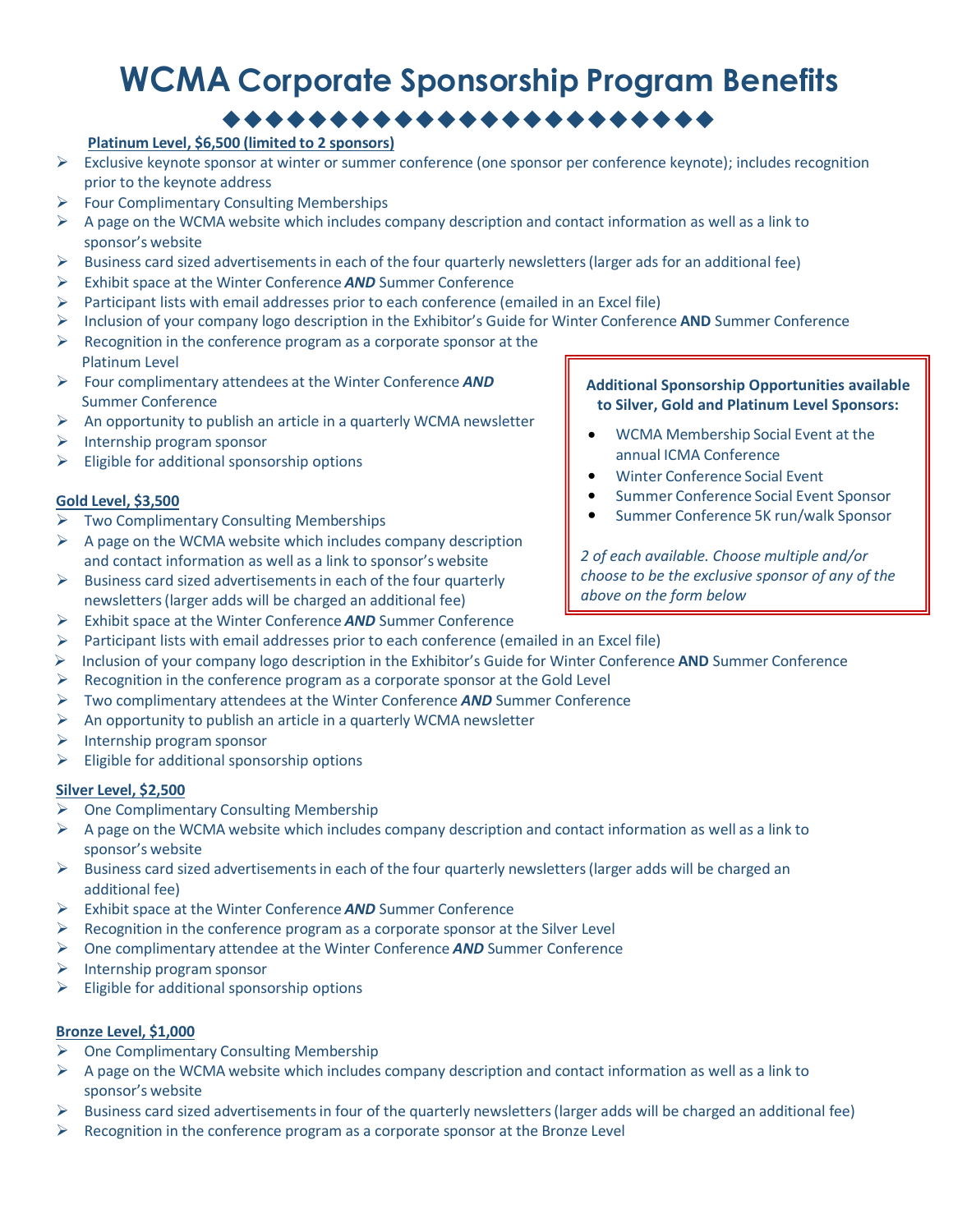# WCMA Corporate Sponsorship Program Benefits

◆◆◆◆◆◆◆◆◆◆◆◆◆◆◆◆◆◆◆◆◆◆◆◆◆

**Platinum Level, $6,500 (limited to 2 sponsors)**

- Exclusive keynote sponsor at winter or summer conference (one sponsor per conference keynote); includes recognition prior to the keynote address
- Four Complimentary Consulting Memberships
- A page on the WCMA website which includes company description and contact information as well as a link to sponsor's website
- Business card sized advertisements in each of the four quarterly newsletters (larger ads for an additional fee)
- Exhibit space at the Winter Conference ***AND*** Summer Conference
- Participant lists with email addresses prior to each conference (emailed in an Excel file)
- Inclusion of your company logo description in the Exhibitor's Guide for Winter Conference **AND** Summer Conference
- Recognition in the conference program as a corporate sponsor at the Platinum Level
- Four complimentary attendees at the Winter Conference ***AND*** Summer Conference
- An opportunity to publish an article in a quarterly WCMA newsletter
- Internship program sponsor
- Eligible for additional sponsorship options

**Additional Sponsorship Opportunities available to Silver, Gold and Platinum Level Sponsors:**

- WCMA Membership Social Event at the annual ICMA Conference
- Winter Conference Social Event
- Summer Conference Social Event Sponsor
- Summer Conference 5K run/walk Sponsor

*2 of each available. Choose multiple and/or choose to be the exclusive sponsor of any of the above on the form below*

**Gold Level, $3,500**

- Two Complimentary Consulting Memberships
- A page on the WCMA website which includes company description and contact information as well as a link to sponsor's website
- Business card sized advertisements in each of the four quarterly newsletters (larger adds will be charged an additional fee)
- Exhibit space at the Winter Conference ***AND*** Summer Conference
- Participant lists with email addresses prior to each conference (emailed in an Excel file)
- Inclusion of your company logo description in the Exhibitor's Guide for Winter Conference **AND** Summer Conference
- Recognition in the conference program as a corporate sponsor at the Gold Level
- Two complimentary attendees at the Winter Conference ***AND*** Summer Conference
- An opportunity to publish an article in a quarterly WCMA newsletter
- Internship program sponsor
- Eligible for additional sponsorship options

**Silver Level, $2,500**

- One Complimentary Consulting Membership
- A page on the WCMA website which includes company description and contact information as well as a link to sponsor's website
- Business card sized advertisements in each of the four quarterly newsletters (larger adds will be charged an additional fee)
- Exhibit space at the Winter Conference ***AND*** Summer Conference
- Recognition in the conference program as a corporate sponsor at the Silver Level
- One complimentary attendee at the Winter Conference ***AND*** Summer Conference
- Internship program sponsor
- Eligible for additional sponsorship options

**Bronze Level, $1,000**

- One Complimentary Consulting Membership
- A page on the WCMA website which includes company description and contact information as well as a link to sponsor's website
- Business card sized advertisements in four of the quarterly newsletters (larger adds will be charged an additional fee)
- Recognition in the conference program as a corporate sponsor at the Bronze Level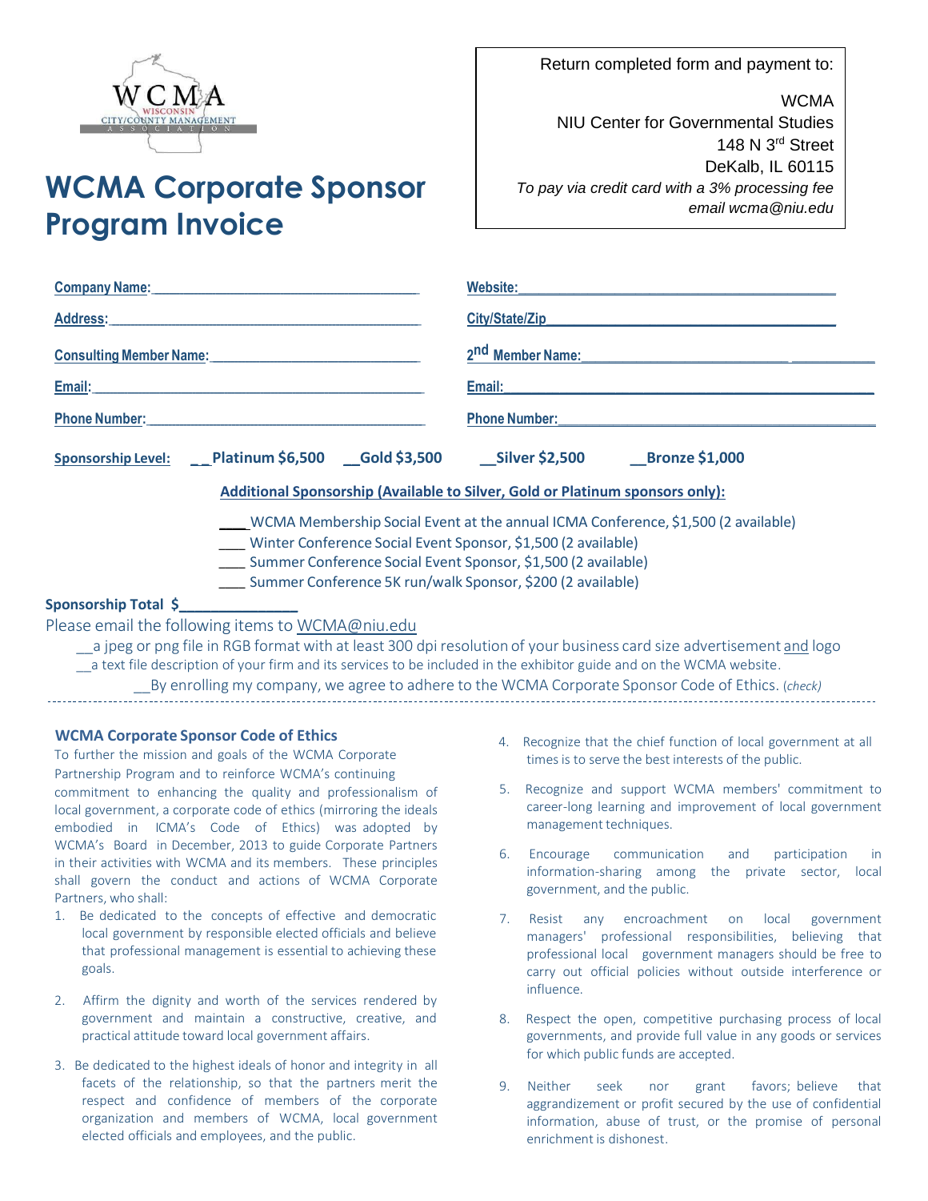# WCMA Corporate Sponsor Program Invoice

Return completed form and payment to:

WCMA
NIU Center for Governmental Studies
148 N 3rd Street
DeKalb, IL 60115
*To pay via credit card with a 3% processing fee email wcma@niu.edu*

**Company Name:** ___________________________________

**Address:** ___________________________________

**Consulting Member Name:** ___________________________

**Email:** ___________________________________

**Phone Number:** _______________________________

**Website:** ___________________________________

**City/State/Zip** _______________________________

**2nd Member Name:** ___________________________

**Email:** ___________________________________

**Phone Number:** _______________________________

**Sponsorship Level:** __ **Platinum $6,500** __ **Gold $3,500** __ **Silver $2,500** __ **Bronze $1,000**

**Additional Sponsorship (Available to Silver, Gold or Platinum sponsors only):**

____ WCMA Membership Social Event at the annual ICMA Conference, $1,500 (2 available)
____ Winter Conference Social Event Sponsor, $1,500 (2 available)
____ Summer Conference Social Event Sponsor, $1,500 (2 available)
____ Summer Conference 5K run/walk Sponsor, $200 (2 available)

**Sponsorship Total $** _____________

Please email the following items to WCMA@niu.edu

__ a jpeg or png file in RGB format with at least 300 dpi resolution of your business card size advertisement and logo
__ a text file description of your firm and its services to be included in the exhibitor guide and on the WCMA website.
__ By enrolling my company, we agree to adhere to the WCMA Corporate Sponsor Code of Ethics. (*check*)

---

### WCMA Corporate Sponsor Code of Ethics

To further the mission and goals of the WCMA Corporate Partnership Program and to reinforce WCMA's continuing commitment to enhancing the quality and professionalism of local government, a corporate code of ethics (mirroring the ideals embodied in ICMA's Code of Ethics) was adopted by WCMA's Board in December, 2013 to guide Corporate Partners in their activities with WCMA and its members. These principles shall govern the conduct and actions of WCMA Corporate Partners, who shall:

1. Be dedicated to the concepts of effective and democratic local government by responsible elected officials and believe that professional management is essential to achieving these goals.
2. Affirm the dignity and worth of the services rendered by government and maintain a constructive, creative, and practical attitude toward local government affairs.
3. Be dedicated to the highest ideals of honor and integrity in all facets of the relationship, so that the partners merit the respect and confidence of members of the corporate organization and members of WCMA, local government elected officials and employees, and the public.
4. Recognize that the chief function of local government at all times is to serve the best interests of the public.
5. Recognize and support WCMA members' commitment to career-long learning and improvement of local government management techniques.
6. Encourage communication and participation in information-sharing among the private sector, local government, and the public.
7. Resist any encroachment on local government managers' professional responsibilities, believing that professional local government managers should be free to carry out official policies without outside interference or influence.
8. Respect the open, competitive purchasing process of local governments, and provide full value in any goods or services for which public funds are accepted.
9. Neither seek nor grant favors; believe that aggrandizement or profit secured by the use of confidential information, abuse of trust, or the promise of personal enrichment is dishonest.